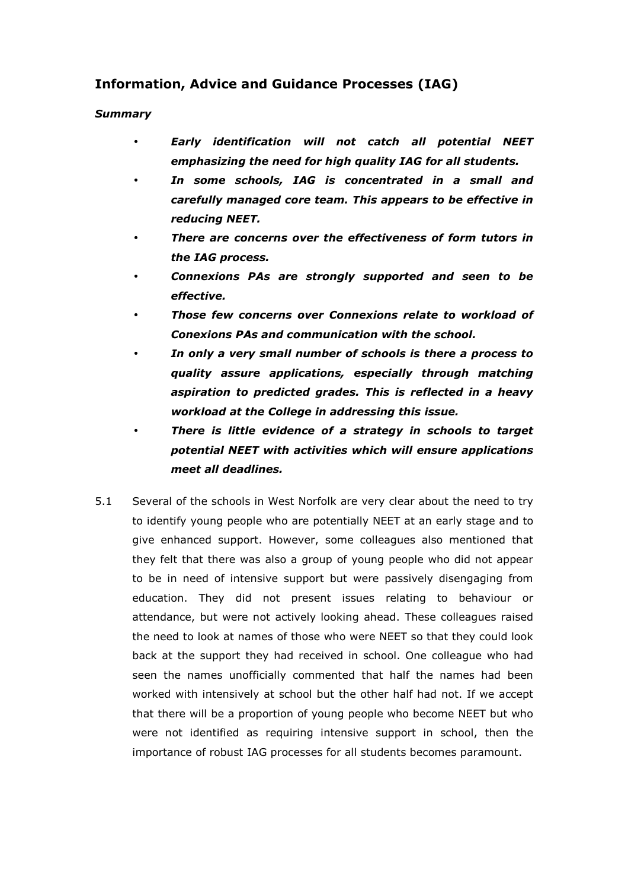## Information, Advice and Guidance Processes (IAG)

***Summary***

- ***Early identification will not catch all potential NEET emphasizing the need for high quality IAG for all students.***
- ***In some schools, IAG is concentrated in a small and carefully managed core team. This appears to be effective in reducing NEET.***
- ***There are concerns over the effectiveness of form tutors in the IAG process.***
- ***Connexions PAs are strongly supported and seen to be effective.***
- ***Those few concerns over Connexions relate to workload of Conexions PAs and communication with the school.***
- ***In only a very small number of schools is there a process to quality assure applications, especially through matching aspiration to predicted grades. This is reflected in a heavy workload at the College in addressing this issue.***
- ***There is little evidence of a strategy in schools to target potential NEET with activities which will ensure applications meet all deadlines.***

5.1 Several of the schools in West Norfolk are very clear about the need to try to identify young people who are potentially NEET at an early stage and to give enhanced support. However, some colleagues also mentioned that they felt that there was also a group of young people who did not appear to be in need of intensive support but were passively disengaging from education. They did not present issues relating to behaviour or attendance, but were not actively looking ahead. These colleagues raised the need to look at names of those who were NEET so that they could look back at the support they had received in school. One colleague who had seen the names unofficially commented that half the names had been worked with intensively at school but the other half had not. If we accept that there will be a proportion of young people who become NEET but who were not identified as requiring intensive support in school, then the importance of robust IAG processes for all students becomes paramount.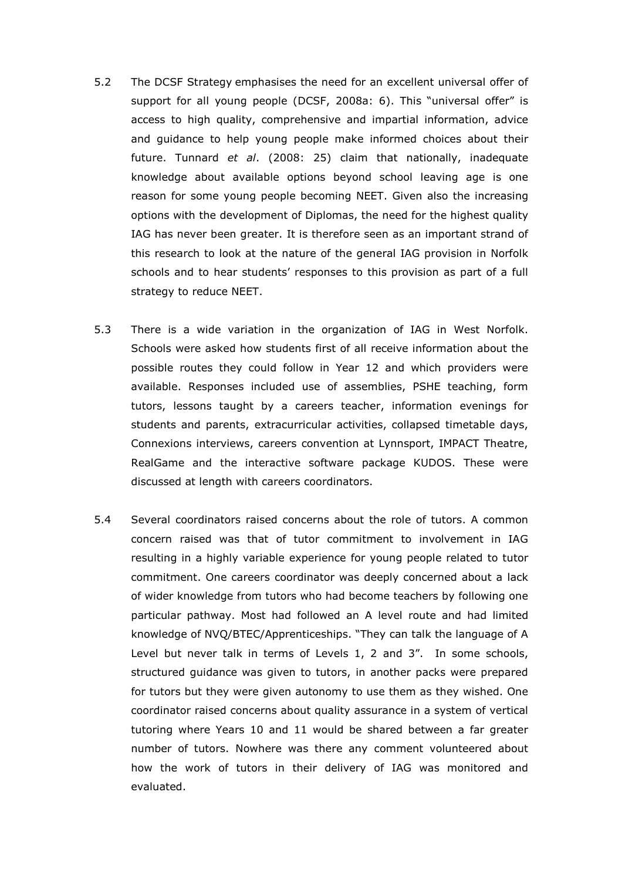5.2 The DCSF Strategy emphasises the need for an excellent universal offer of support for all young people (DCSF, 2008a: 6). This "universal offer" is access to high quality, comprehensive and impartial information, advice and guidance to help young people make informed choices about their future. Tunnard *et al*. (2008: 25) claim that nationally, inadequate knowledge about available options beyond school leaving age is one reason for some young people becoming NEET. Given also the increasing options with the development of Diplomas, the need for the highest quality IAG has never been greater. It is therefore seen as an important strand of this research to look at the nature of the general IAG provision in Norfolk schools and to hear students' responses to this provision as part of a full strategy to reduce NEET.

5.3 There is a wide variation in the organization of IAG in West Norfolk. Schools were asked how students first of all receive information about the possible routes they could follow in Year 12 and which providers were available. Responses included use of assemblies, PSHE teaching, form tutors, lessons taught by a careers teacher, information evenings for students and parents, extracurricular activities, collapsed timetable days, Connexions interviews, careers convention at Lynnsport, IMPACT Theatre, RealGame and the interactive software package KUDOS. These were discussed at length with careers coordinators.

5.4 Several coordinators raised concerns about the role of tutors. A common concern raised was that of tutor commitment to involvement in IAG resulting in a highly variable experience for young people related to tutor commitment. One careers coordinator was deeply concerned about a lack of wider knowledge from tutors who had become teachers by following one particular pathway. Most had followed an A level route and had limited knowledge of NVQ/BTEC/Apprenticeships. "They can talk the language of A Level but never talk in terms of Levels 1, 2 and 3". In some schools, structured guidance was given to tutors, in another packs were prepared for tutors but they were given autonomy to use them as they wished. One coordinator raised concerns about quality assurance in a system of vertical tutoring where Years 10 and 11 would be shared between a far greater number of tutors. Nowhere was there any comment volunteered about how the work of tutors in their delivery of IAG was monitored and evaluated.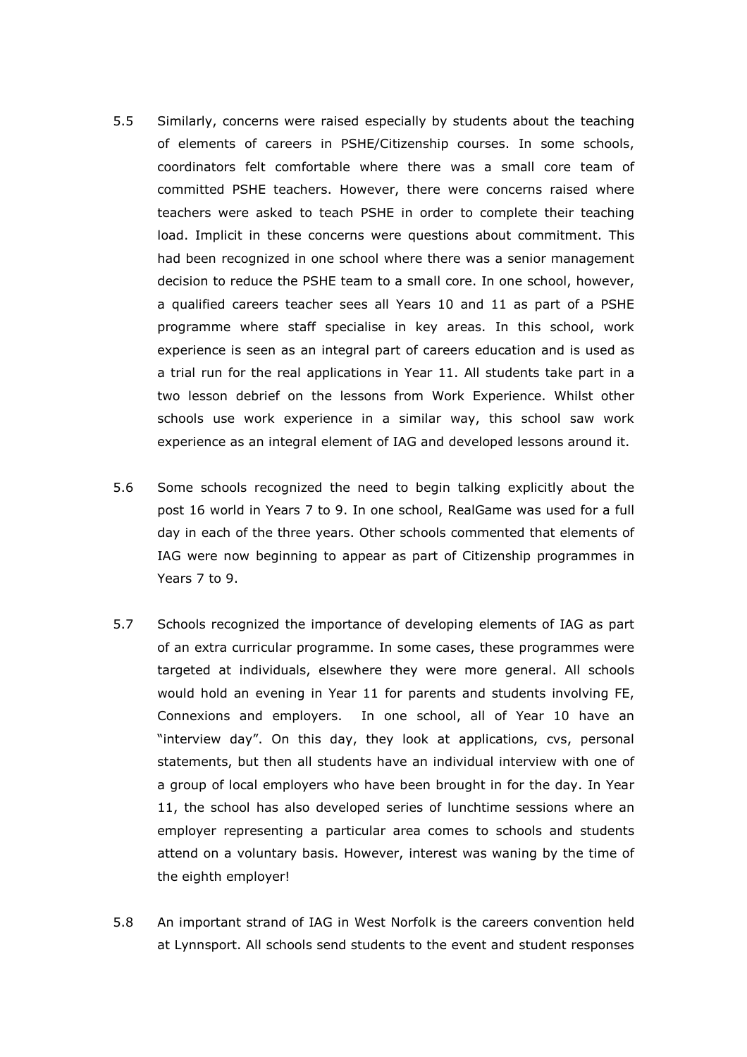5.5 Similarly, concerns were raised especially by students about the teaching of elements of careers in PSHE/Citizenship courses. In some schools, coordinators felt comfortable where there was a small core team of committed PSHE teachers. However, there were concerns raised where teachers were asked to teach PSHE in order to complete their teaching load. Implicit in these concerns were questions about commitment. This had been recognized in one school where there was a senior management decision to reduce the PSHE team to a small core. In one school, however, a qualified careers teacher sees all Years 10 and 11 as part of a PSHE programme where staff specialise in key areas. In this school, work experience is seen as an integral part of careers education and is used as a trial run for the real applications in Year 11. All students take part in a two lesson debrief on the lessons from Work Experience. Whilst other schools use work experience in a similar way, this school saw work experience as an integral element of IAG and developed lessons around it.

5.6 Some schools recognized the need to begin talking explicitly about the post 16 world in Years 7 to 9. In one school, RealGame was used for a full day in each of the three years. Other schools commented that elements of IAG were now beginning to appear as part of Citizenship programmes in Years 7 to 9.

5.7 Schools recognized the importance of developing elements of IAG as part of an extra curricular programme. In some cases, these programmes were targeted at individuals, elsewhere they were more general. All schools would hold an evening in Year 11 for parents and students involving FE, Connexions and employers. In one school, all of Year 10 have an "interview day". On this day, they look at applications, cvs, personal statements, but then all students have an individual interview with one of a group of local employers who have been brought in for the day. In Year 11, the school has also developed series of lunchtime sessions where an employer representing a particular area comes to schools and students attend on a voluntary basis. However, interest was waning by the time of the eighth employer!

5.8 An important strand of IAG in West Norfolk is the careers convention held at Lynnsport. All schools send students to the event and student responses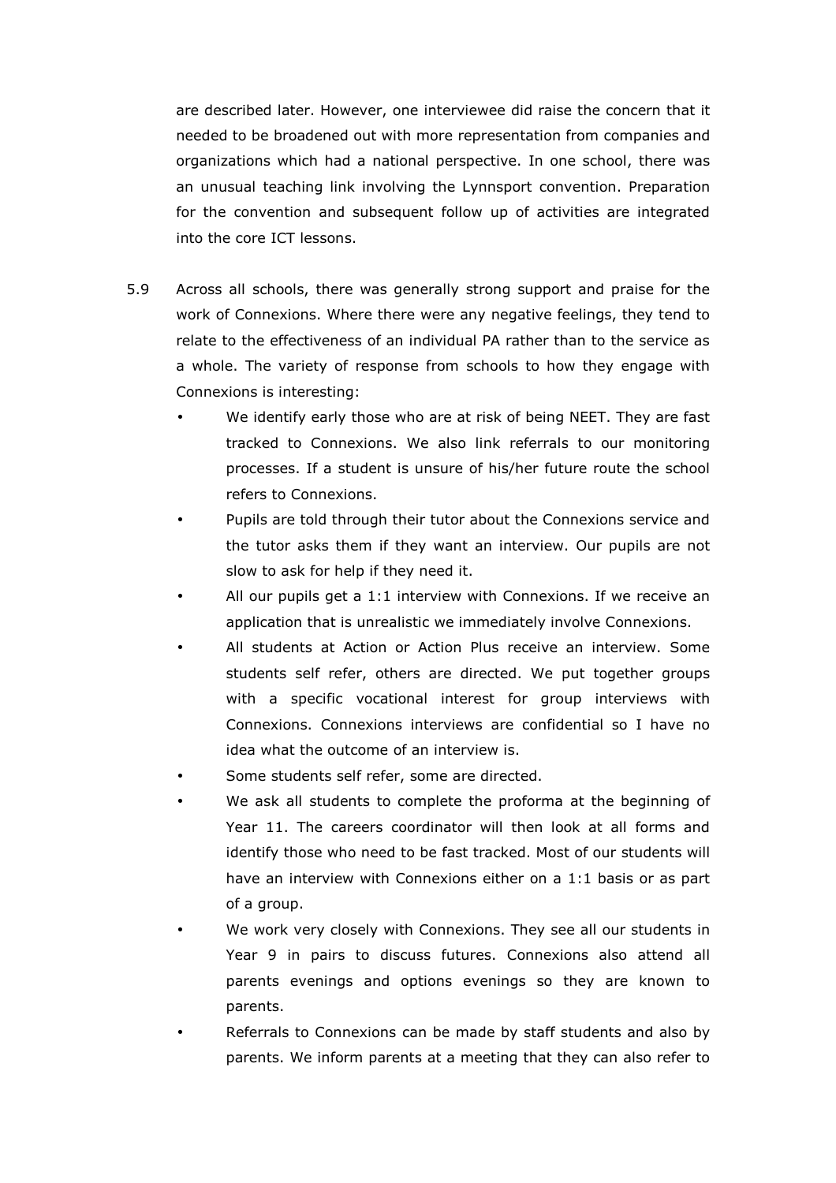are described later. However, one interviewee did raise the concern that it needed to be broadened out with more representation from companies and organizations which had a national perspective. In one school, there was an unusual teaching link involving the Lynnsport convention. Preparation for the convention and subsequent follow up of activities are integrated into the core ICT lessons.

5.9 Across all schools, there was generally strong support and praise for the work of Connexions. Where there were any negative feelings, they tend to relate to the effectiveness of an individual PA rather than to the service as a whole. The variety of response from schools to how they engage with Connexions is interesting:

- We identify early those who are at risk of being NEET. They are fast tracked to Connexions. We also link referrals to our monitoring processes. If a student is unsure of his/her future route the school refers to Connexions.
- Pupils are told through their tutor about the Connexions service and the tutor asks them if they want an interview. Our pupils are not slow to ask for help if they need it.
- All our pupils get a 1:1 interview with Connexions. If we receive an application that is unrealistic we immediately involve Connexions.
- All students at Action or Action Plus receive an interview. Some students self refer, others are directed. We put together groups with a specific vocational interest for group interviews with Connexions. Connexions interviews are confidential so I have no idea what the outcome of an interview is.
- Some students self refer, some are directed.
- We ask all students to complete the proforma at the beginning of Year 11. The careers coordinator will then look at all forms and identify those who need to be fast tracked. Most of our students will have an interview with Connexions either on a 1:1 basis or as part of a group.
- We work very closely with Connexions. They see all our students in Year 9 in pairs to discuss futures. Connexions also attend all parents evenings and options evenings so they are known to parents.
- Referrals to Connexions can be made by staff students and also by parents. We inform parents at a meeting that they can also refer to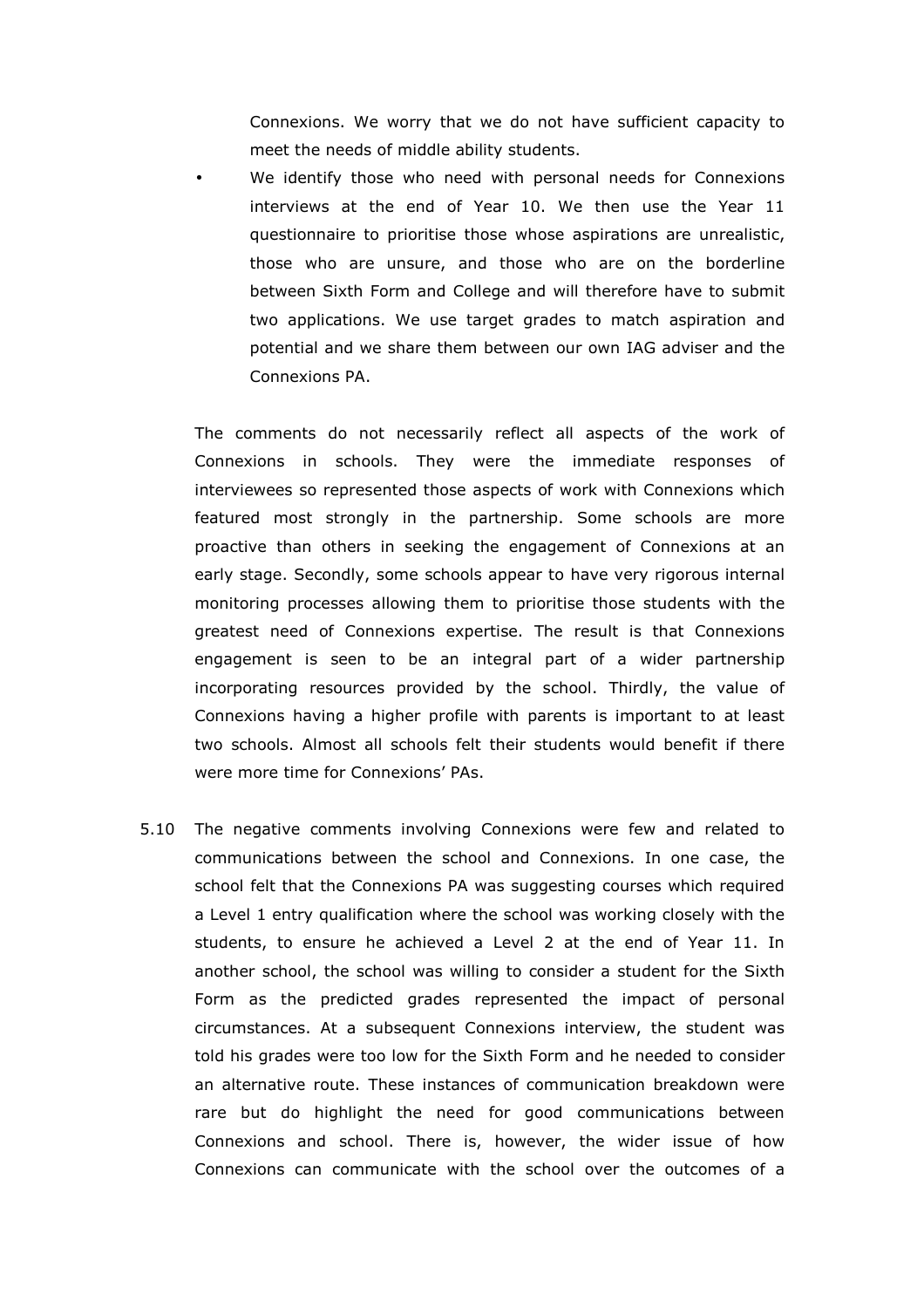Connexions. We worry that we do not have sufficient capacity to meet the needs of middle ability students.

- We identify those who need with personal needs for Connexions interviews at the end of Year 10. We then use the Year 11 questionnaire to prioritise those whose aspirations are unrealistic, those who are unsure, and those who are on the borderline between Sixth Form and College and will therefore have to submit two applications. We use target grades to match aspiration and potential and we share them between our own IAG adviser and the Connexions PA.

The comments do not necessarily reflect all aspects of the work of Connexions in schools. They were the immediate responses of interviewees so represented those aspects of work with Connexions which featured most strongly in the partnership. Some schools are more proactive than others in seeking the engagement of Connexions at an early stage. Secondly, some schools appear to have very rigorous internal monitoring processes allowing them to prioritise those students with the greatest need of Connexions expertise. The result is that Connexions engagement is seen to be an integral part of a wider partnership incorporating resources provided by the school. Thirdly, the value of Connexions having a higher profile with parents is important to at least two schools. Almost all schools felt their students would benefit if there were more time for Connexions' PAs.

5.10 The negative comments involving Connexions were few and related to communications between the school and Connexions. In one case, the school felt that the Connexions PA was suggesting courses which required a Level 1 entry qualification where the school was working closely with the students, to ensure he achieved a Level 2 at the end of Year 11. In another school, the school was willing to consider a student for the Sixth Form as the predicted grades represented the impact of personal circumstances. At a subsequent Connexions interview, the student was told his grades were too low for the Sixth Form and he needed to consider an alternative route. These instances of communication breakdown were rare but do highlight the need for good communications between Connexions and school. There is, however, the wider issue of how Connexions can communicate with the school over the outcomes of a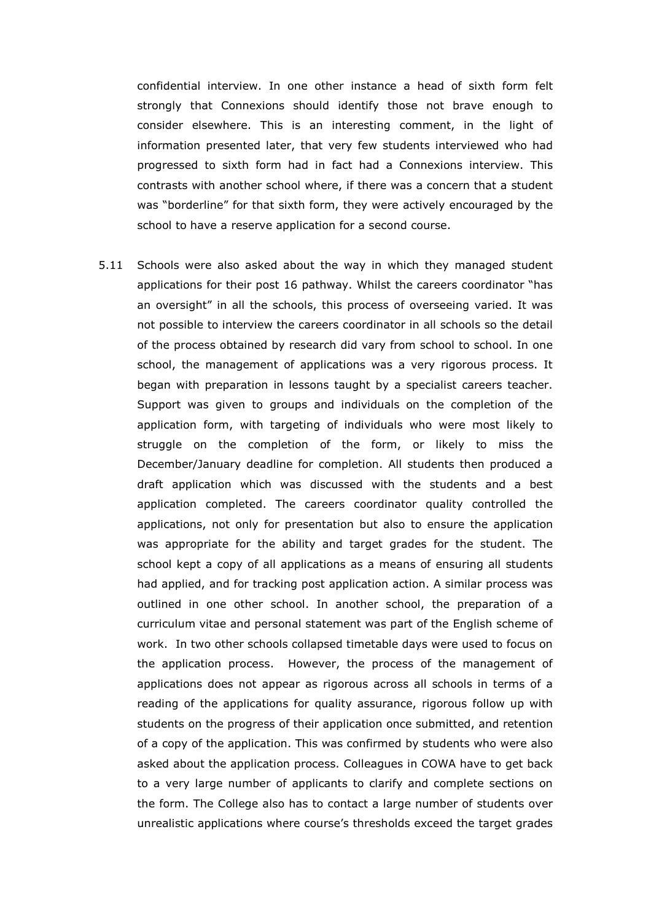confidential interview. In one other instance a head of sixth form felt strongly that Connexions should identify those not brave enough to consider elsewhere. This is an interesting comment, in the light of information presented later, that very few students interviewed who had progressed to sixth form had in fact had a Connexions interview. This contrasts with another school where, if there was a concern that a student was "borderline" for that sixth form, they were actively encouraged by the school to have a reserve application for a second course.

5.11 Schools were also asked about the way in which they managed student applications for their post 16 pathway. Whilst the careers coordinator "has an oversight" in all the schools, this process of overseeing varied. It was not possible to interview the careers coordinator in all schools so the detail of the process obtained by research did vary from school to school. In one school, the management of applications was a very rigorous process. It began with preparation in lessons taught by a specialist careers teacher. Support was given to groups and individuals on the completion of the application form, with targeting of individuals who were most likely to struggle on the completion of the form, or likely to miss the December/January deadline for completion. All students then produced a draft application which was discussed with the students and a best application completed. The careers coordinator quality controlled the applications, not only for presentation but also to ensure the application was appropriate for the ability and target grades for the student. The school kept a copy of all applications as a means of ensuring all students had applied, and for tracking post application action. A similar process was outlined in one other school. In another school, the preparation of a curriculum vitae and personal statement was part of the English scheme of work. In two other schools collapsed timetable days were used to focus on the application process. However, the process of the management of applications does not appear as rigorous across all schools in terms of a reading of the applications for quality assurance, rigorous follow up with students on the progress of their application once submitted, and retention of a copy of the application. This was confirmed by students who were also asked about the application process. Colleagues in COWA have to get back to a very large number of applicants to clarify and complete sections on the form. The College also has to contact a large number of students over unrealistic applications where course's thresholds exceed the target grades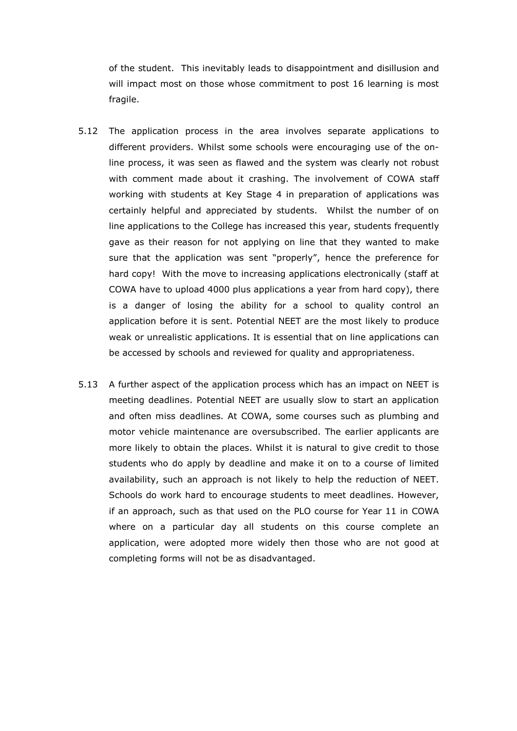of the student. This inevitably leads to disappointment and disillusion and will impact most on those whose commitment to post 16 learning is most fragile.

5.12 The application process in the area involves separate applications to different providers. Whilst some schools were encouraging use of the on-line process, it was seen as flawed and the system was clearly not robust with comment made about it crashing. The involvement of COWA staff working with students at Key Stage 4 in preparation of applications was certainly helpful and appreciated by students. Whilst the number of on line applications to the College has increased this year, students frequently gave as their reason for not applying on line that they wanted to make sure that the application was sent "properly", hence the preference for hard copy! With the move to increasing applications electronically (staff at COWA have to upload 4000 plus applications a year from hard copy), there is a danger of losing the ability for a school to quality control an application before it is sent. Potential NEET are the most likely to produce weak or unrealistic applications. It is essential that on line applications can be accessed by schools and reviewed for quality and appropriateness.

5.13 A further aspect of the application process which has an impact on NEET is meeting deadlines. Potential NEET are usually slow to start an application and often miss deadlines. At COWA, some courses such as plumbing and motor vehicle maintenance are oversubscribed. The earlier applicants are more likely to obtain the places. Whilst it is natural to give credit to those students who do apply by deadline and make it on to a course of limited availability, such an approach is not likely to help the reduction of NEET. Schools do work hard to encourage students to meet deadlines. However, if an approach, such as that used on the PLO course for Year 11 in COWA where on a particular day all students on this course complete an application, were adopted more widely then those who are not good at completing forms will not be as disadvantaged.